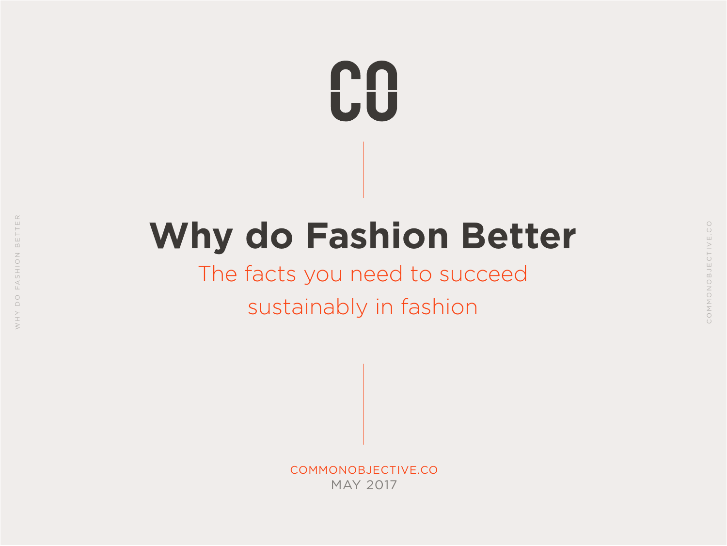CO

# Why do Fashion Better

The facts you need to succeed sustainably in fashion

COMMONOBJECTIVE.CO

MAY 2017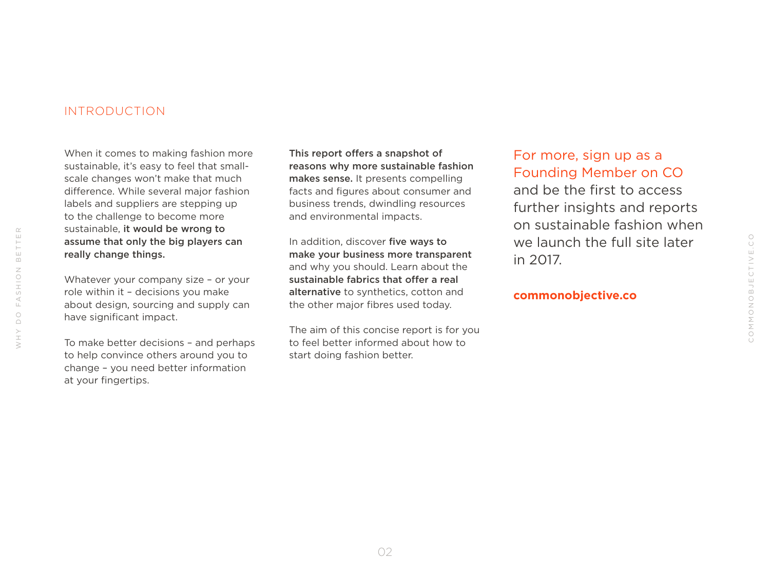# INTRODUCTION

When it comes to making fashion more sustainable, it's easy to feel that small-scale changes won't make that much difference. While several major fashion labels and suppliers are stepping up to the challenge to become more sustainable, **it would be wrong to assume that only the big players can really change things.**

Whatever your company size – or your role within it – decisions you make about design, sourcing and supply can have significant impact.

To make better decisions – and perhaps to help convince others around you to change – you need better information at your fingertips.

**This report offers a snapshot of reasons why more sustainable fashion makes sense.** It presents compelling facts and figures about consumer and business trends, dwindling resources and environmental impacts.

In addition, discover **five ways to make your business more transparent** and why you should. Learn about the **sustainable fabrics that offer a real alternative** to synthetics, cotton and the other major fibres used today.

The aim of this concise report is for you to feel better informed about how to start doing fashion better.

For more, sign up as a Founding Member on CO and be the first to access further insights and reports on sustainable fashion when we launch the full site later in 2017.

**commonobjective.co**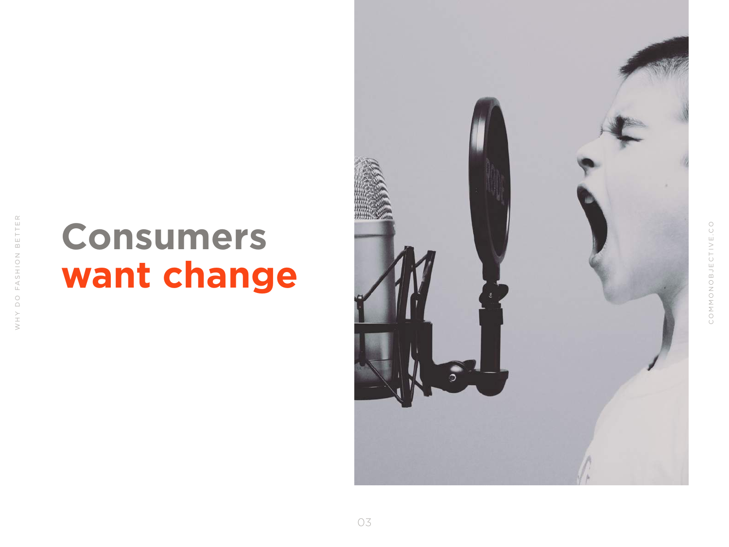# Consumers **want change**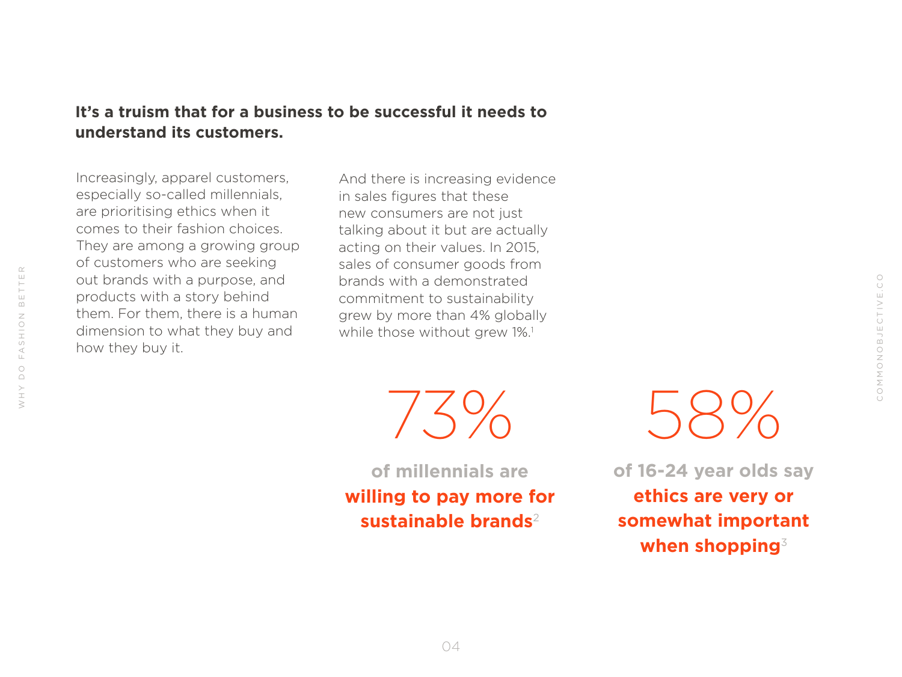**It's a truism that for a business to be successful it needs to understand its customers.**

Increasingly, apparel customers, especially so-called millennials, are prioritising ethics when it comes to their fashion choices. They are among a growing group of customers who are seeking out brands with a purpose, and products with a story behind them. For them, there is a human dimension to what they buy and how they buy it.

And there is increasing evidence in sales figures that these new consumers are not just talking about it but are actually acting on their values. In 2015, sales of consumer goods from brands with a demonstrated commitment to sustainability grew by more than 4% globally while those without grew 1%.[1]

73%

of millennials are **willing to pay more for sustainable brands**[2]

58%

of 16-24 year olds say **ethics are very or somewhat important when shopping**[3]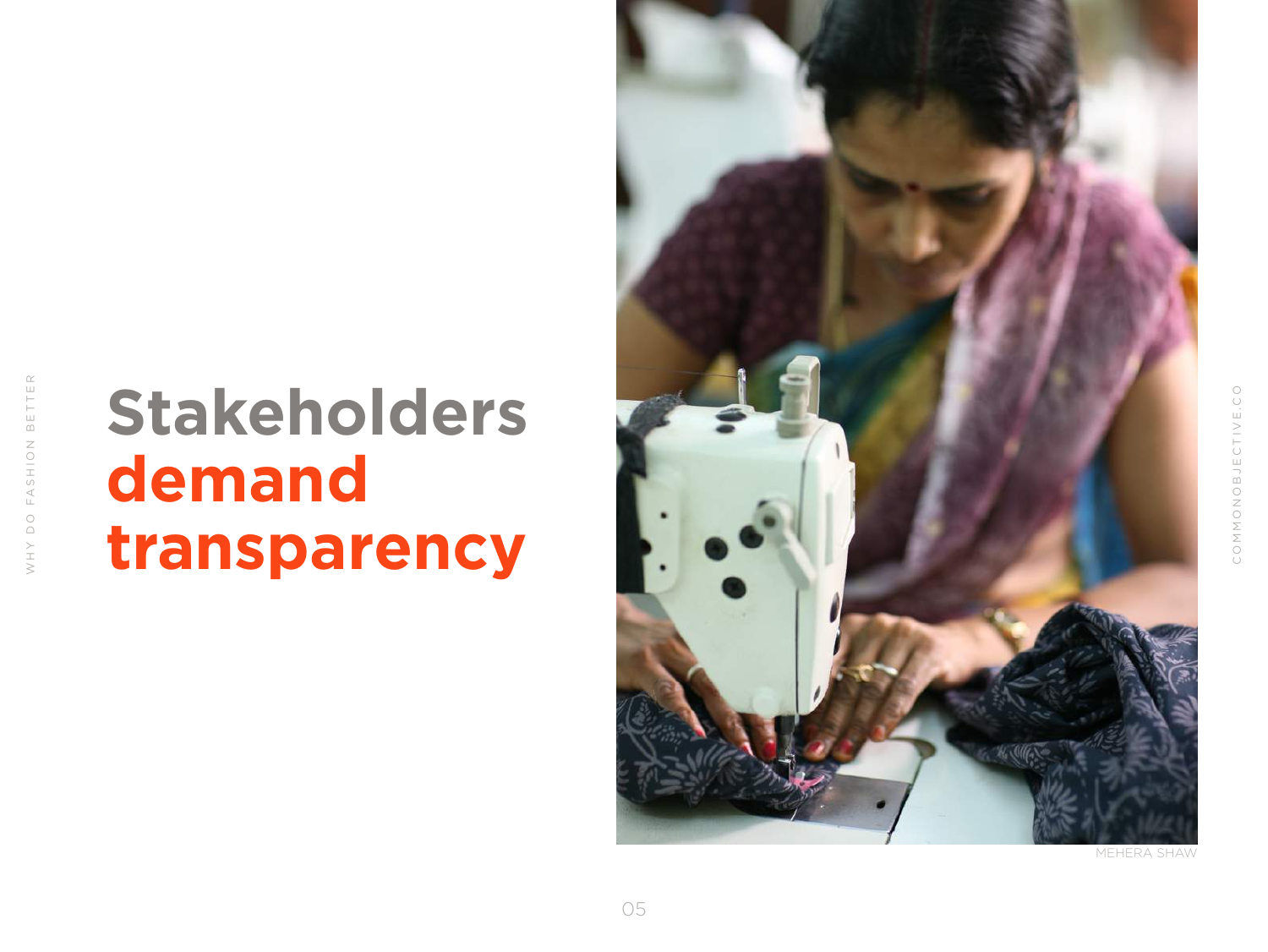# Stakeholders **demand transparency**

MEHERA SHAW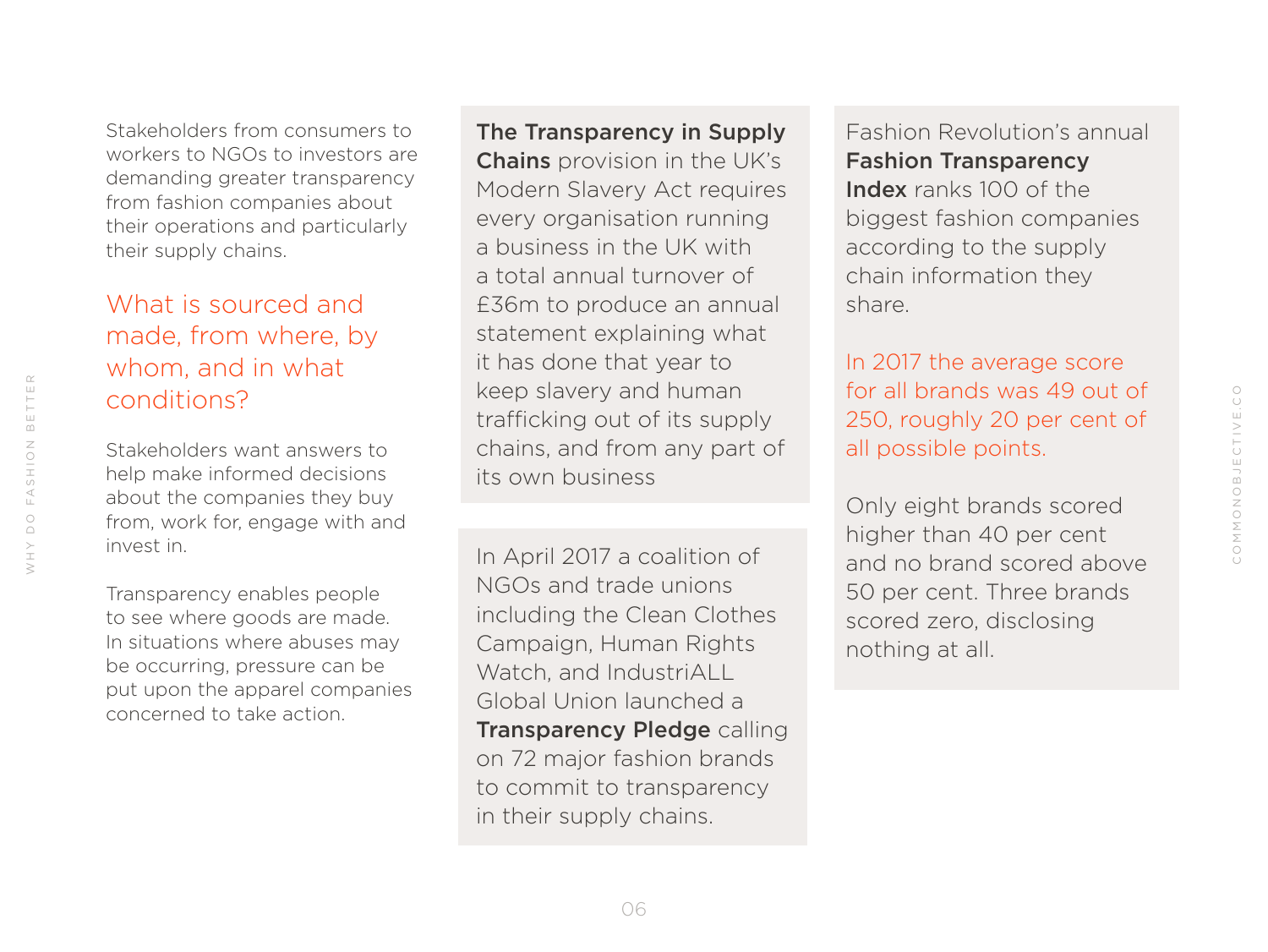Stakeholders from consumers to workers to NGOs to investors are demanding greater transparency from fashion companies about their operations and particularly their supply chains.

## What is sourced and made, from where, by whom, and in what conditions?

Stakeholders want answers to help make informed decisions about the companies they buy from, work for, engage with and invest in.

Transparency enables people to see where goods are made. In situations where abuses may be occurring, pressure can be put upon the apparel companies concerned to take action.

**The Transparency in Supply Chains** provision in the UK's Modern Slavery Act requires every organisation running a business in the UK with a total annual turnover of £36m to produce an annual statement explaining what it has done that year to keep slavery and human trafficking out of its supply chains, and from any part of its own business

In April 2017 a coalition of NGOs and trade unions including the Clean Clothes Campaign, Human Rights Watch, and IndustriALL Global Union launched a **Transparency Pledge** calling on 72 major fashion brands to commit to transparency in their supply chains.

Fashion Revolution's annual **Fashion Transparency Index** ranks 100 of the biggest fashion companies according to the supply chain information they share.

In 2017 the average score for all brands was 49 out of 250, roughly 20 per cent of all possible points.

Only eight brands scored higher than 40 per cent and no brand scored above 50 per cent. Three brands scored zero, disclosing nothing at all.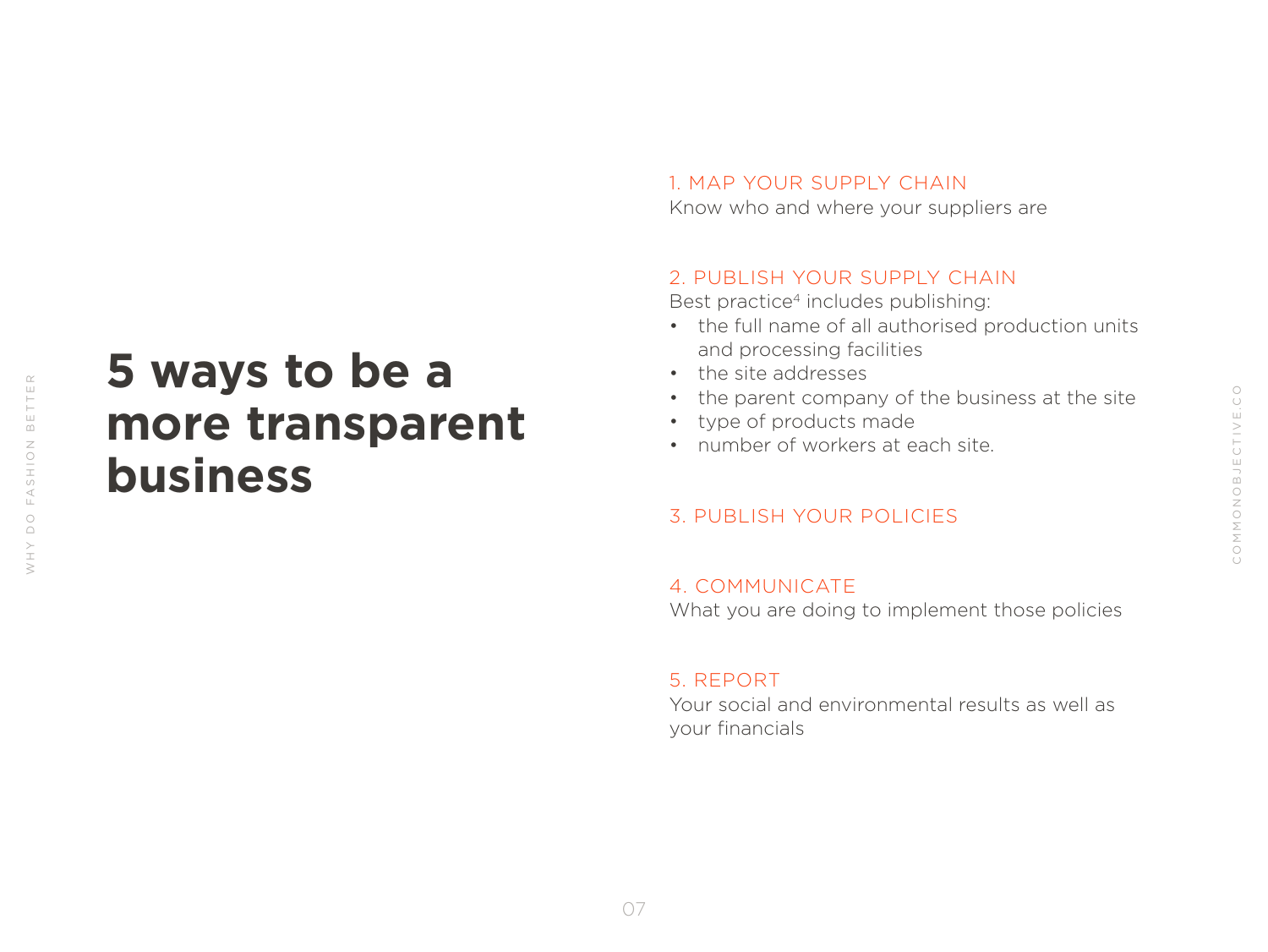# 5 ways to be a more transparent business

### 1. MAP YOUR SUPPLY CHAIN

Know who and where your suppliers are

### 2. PUBLISH YOUR SUPPLY CHAIN

Best practice[4] includes publishing:

- the full name of all authorised production units and processing facilities
- the site addresses
- the parent company of the business at the site
- type of products made
- number of workers at each site.

### 3. PUBLISH YOUR POLICIES

### 4. COMMUNICATE

What you are doing to implement those policies

### 5. REPORT

Your social and environmental results as well as your financials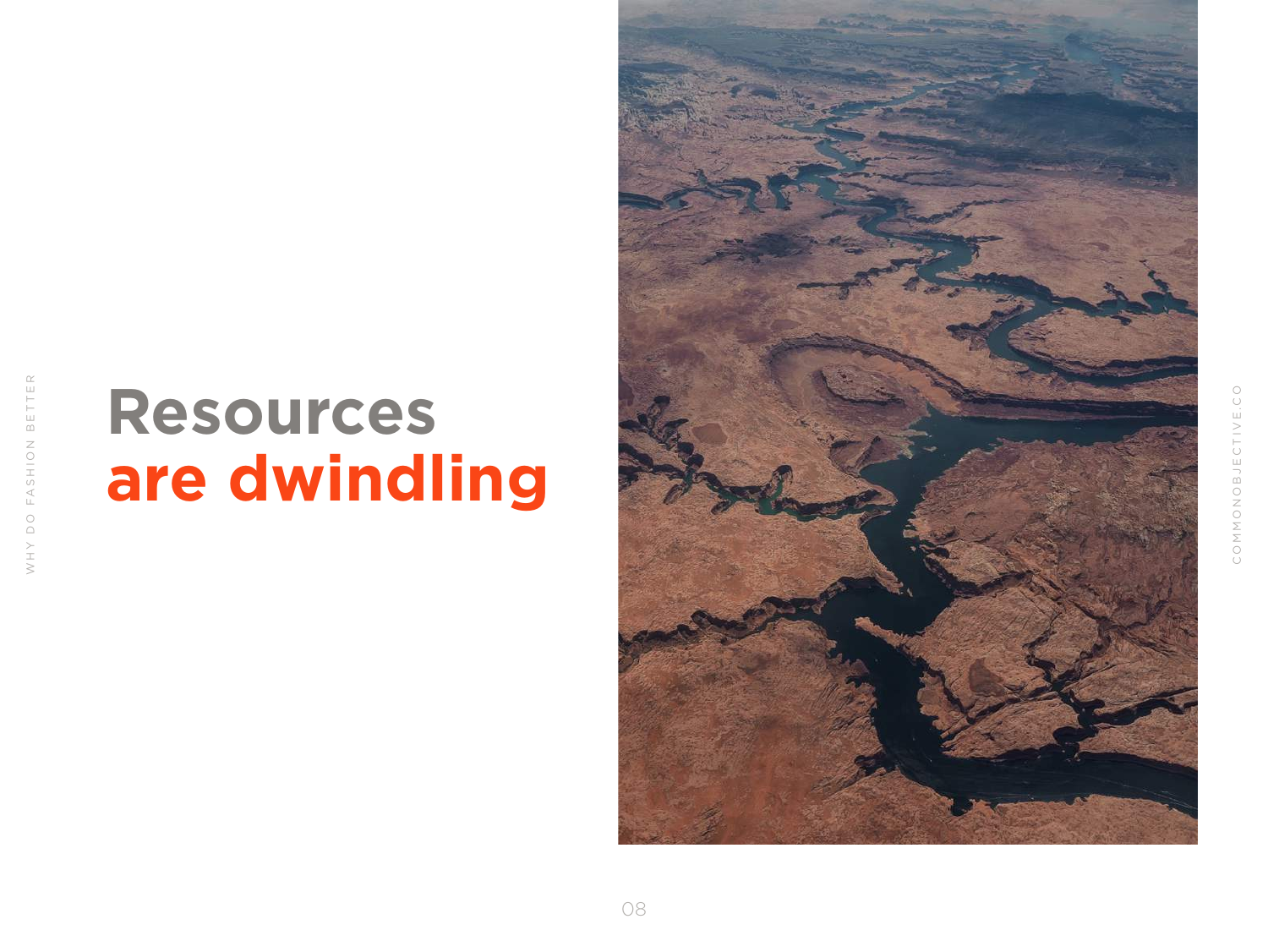# Resources **are dwindling**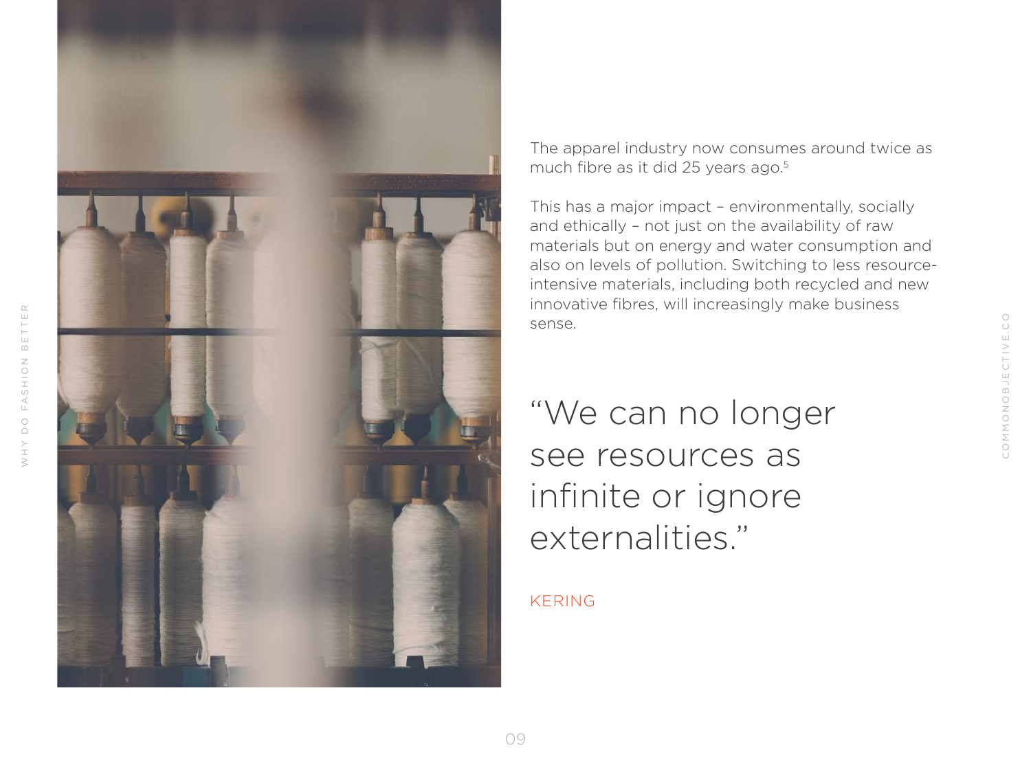The apparel industry now consumes around twice as much fibre as it did 25 years ago.[5]

This has a major impact – environmentally, socially and ethically – not just on the availability of raw materials but on energy and water consumption and also on levels of pollution. Switching to less resource-intensive materials, including both recycled and new innovative fibres, will increasingly make business sense.

> "We can no longer see resources as infinite or ignore externalities."
>
> KERING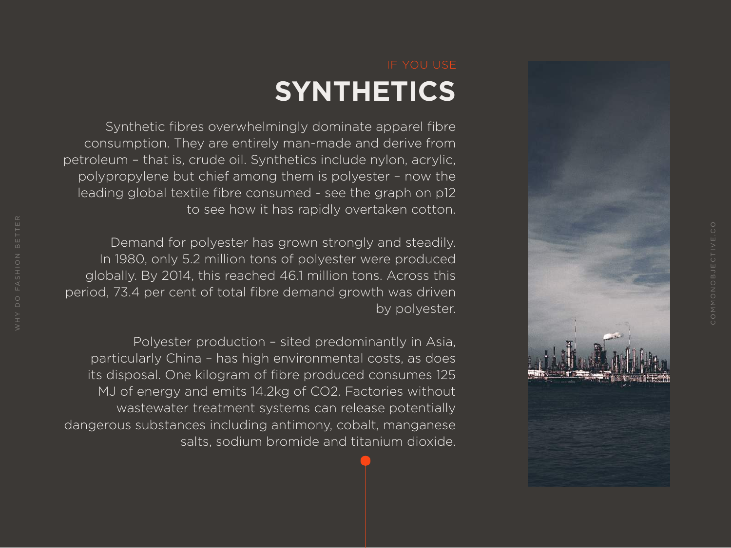IF YOU USE

# SYNTHETICS

Synthetic fibres overwhelmingly dominate apparel fibre consumption. They are entirely man-made and derive from petroleum – that is, crude oil. Synthetics include nylon, acrylic, polypropylene but chief among them is polyester – now the leading global textile fibre consumed - see the graph on p12 to see how it has rapidly overtaken cotton.

Demand for polyester has grown strongly and steadily. In 1980, only 5.2 million tons of polyester were produced globally. By 2014, this reached 46.1 million tons. Across this period, 73.4 per cent of total fibre demand growth was driven by polyester.

Polyester production – sited predominantly in Asia, particularly China – has high environmental costs, as does its disposal. One kilogram of fibre produced consumes 125 MJ of energy and emits 14.2kg of $CO_2$. Factories without wastewater treatment systems can release potentially dangerous substances including antimony, cobalt, manganese salts, sodium bromide and titanium dioxide.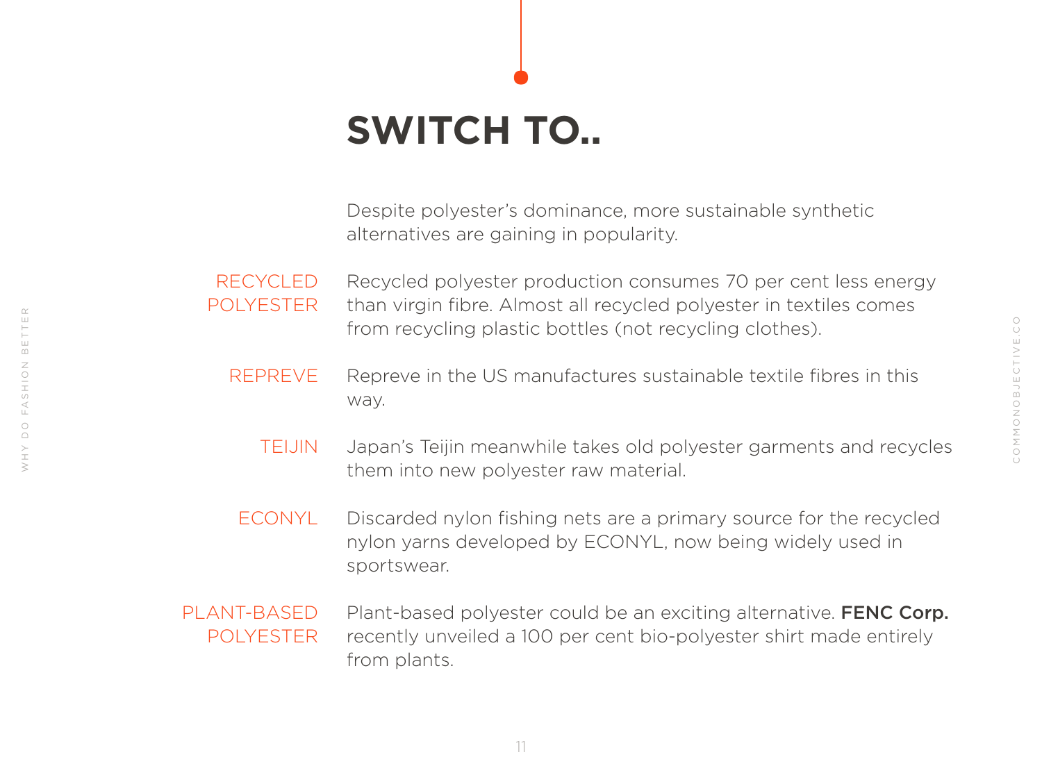# SWITCH TO..

Despite polyester's dominance, more sustainable synthetic alternatives are gaining in popularity.

**RECYCLED POLYESTER**
Recycled polyester production consumes 70 per cent less energy than virgin fibre. Almost all recycled polyester in textiles comes from recycling plastic bottles (not recycling clothes).

**REPREVE**
Repreve in the US manufactures sustainable textile fibres in this way.

**TEIJIN**
Japan's Teijin meanwhile takes old polyester garments and recycles them into new polyester raw material.

**ECONYL**
Discarded nylon fishing nets are a primary source for the recycled nylon yarns developed by ECONYL, now being widely used in sportswear.

**PLANT-BASED POLYESTER**
Plant-based polyester could be an exciting alternative. **FENC Corp.** recently unveiled a 100 per cent bio-polyester shirt made entirely from plants.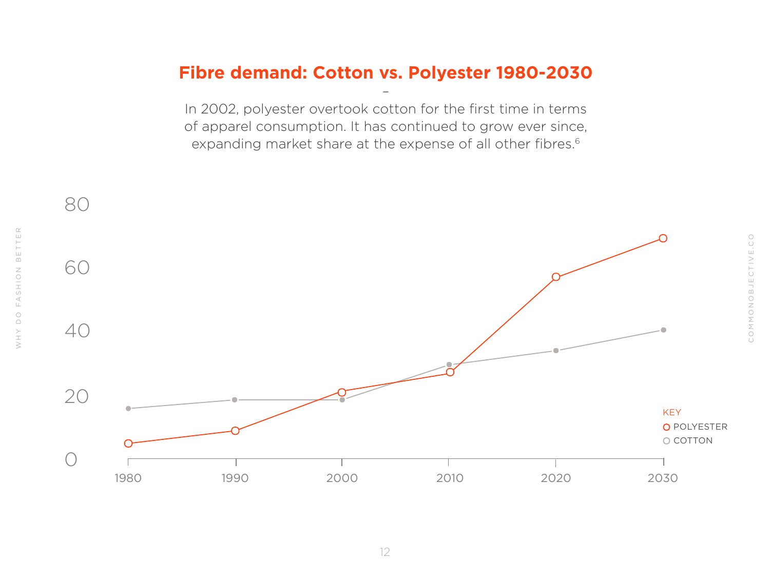## Fibre demand: Cotton vs. Polyester 1980-2030

–

In 2002, polyester overtook cotton for the first time in terms of apparel consumption. It has continued to grow ever since, expanding market share at the expense of all other fibres.[6]

80

60

40

20

0

1980 1990 2000 2010 2020 2030

KEY

POLYESTER

COTTON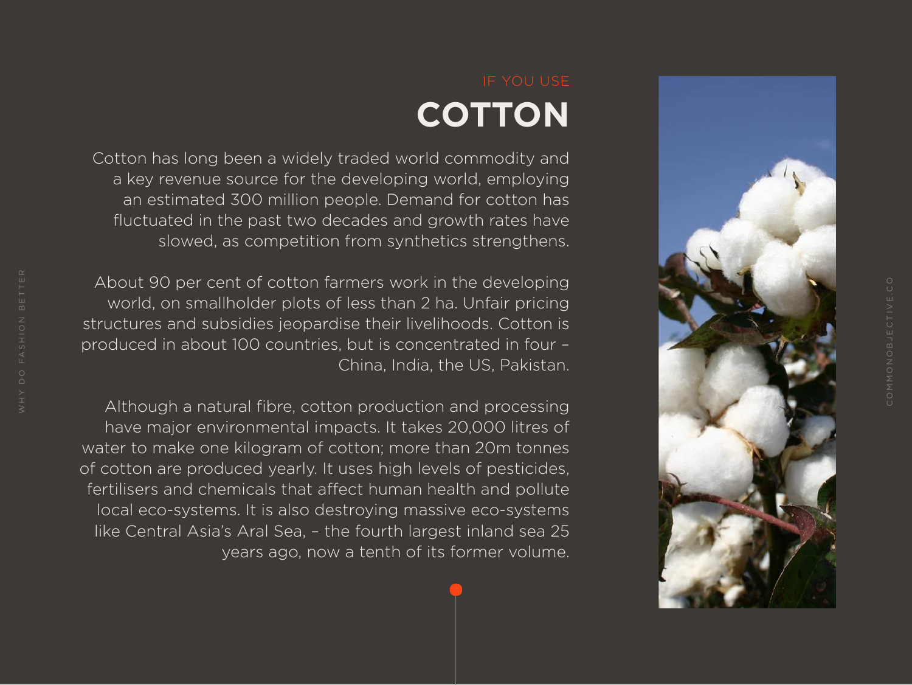IF YOU USE

# COTTON

Cotton has long been a widely traded world commodity and a key revenue source for the developing world, employing an estimated 300 million people. Demand for cotton has fluctuated in the past two decades and growth rates have slowed, as competition from synthetics strengthens.

About 90 per cent of cotton farmers work in the developing world, on smallholder plots of less than 2 ha. Unfair pricing structures and subsidies jeopardise their livelihoods. Cotton is produced in about 100 countries, but is concentrated in four – China, India, the US, Pakistan.

Although a natural fibre, cotton production and processing have major environmental impacts. It takes 20,000 litres of water to make one kilogram of cotton; more than 20m tonnes of cotton are produced yearly. It uses high levels of pesticides, fertilisers and chemicals that affect human health and pollute local eco-systems. It is also destroying massive eco-systems like Central Asia's Aral Sea, – the fourth largest inland sea 25 years ago, now a tenth of its former volume.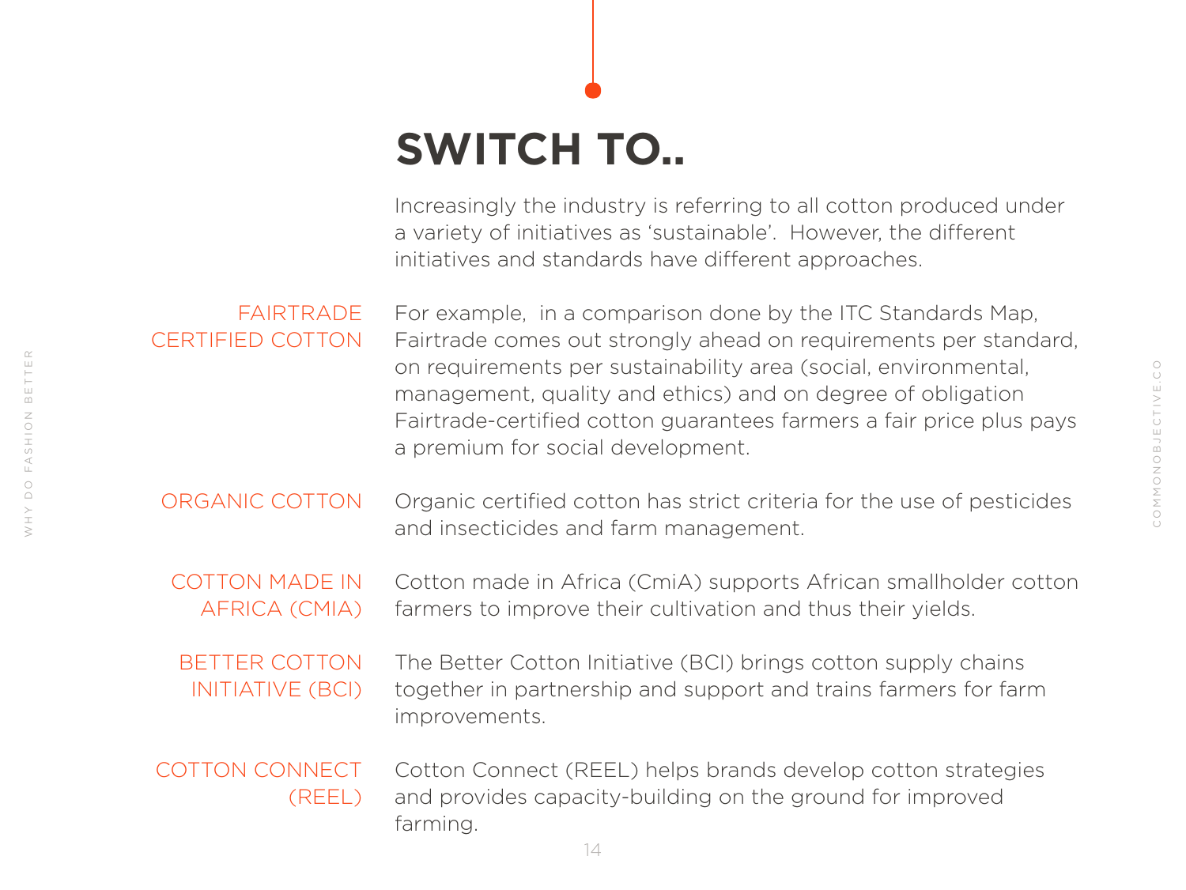# SWITCH TO..

Increasingly the industry is referring to all cotton produced under a variety of initiatives as 'sustainable'. However, the different initiatives and standards have different approaches.

**FAIRTRADE CERTIFIED COTTON**

For example, in a comparison done by the ITC Standards Map, Fairtrade comes out strongly ahead on requirements per standard, on requirements per sustainability area (social, environmental, management, quality and ethics) and on degree of obligation Fairtrade-certified cotton guarantees farmers a fair price plus pays a premium for social development.

**ORGANIC COTTON**

Organic certified cotton has strict criteria for the use of pesticides and insecticides and farm management.

**COTTON MADE IN AFRICA (CMIA)**

Cotton made in Africa (CmiA) supports African smallholder cotton farmers to improve their cultivation and thus their yields.

**BETTER COTTON INITIATIVE (BCI)**

The Better Cotton Initiative (BCI) brings cotton supply chains together in partnership and support and trains farmers for farm improvements.

**COTTON CONNECT (REEL)**

Cotton Connect (REEL) helps brands develop cotton strategies and provides capacity-building on the ground for improved farming.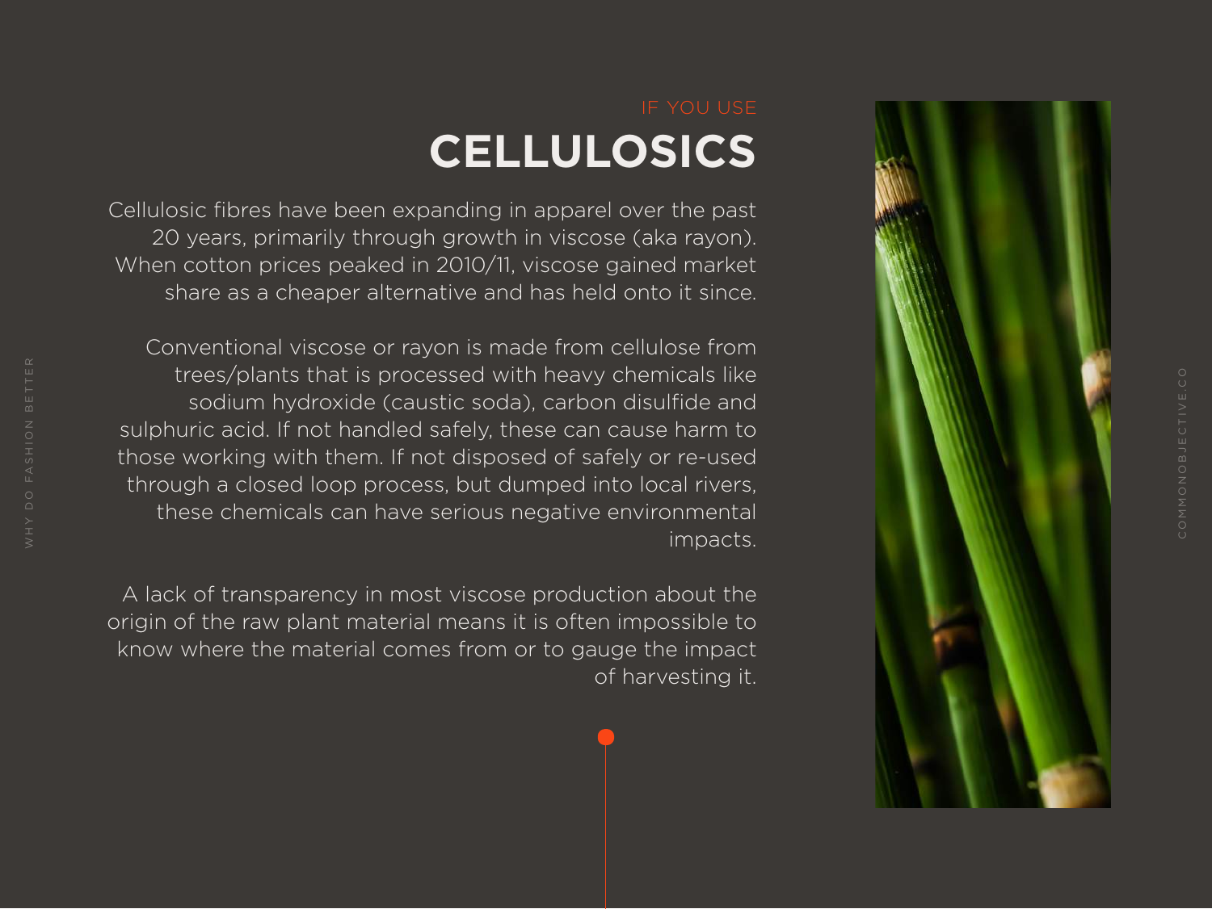IF YOU USE

# CELLULOSICS

Cellulosic fibres have been expanding in apparel over the past 20 years, primarily through growth in viscose (aka rayon). When cotton prices peaked in 2010/11, viscose gained market share as a cheaper alternative and has held onto it since.

Conventional viscose or rayon is made from cellulose from trees/plants that is processed with heavy chemicals like sodium hydroxide (caustic soda), carbon disulfide and sulphuric acid. If not handled safely, these can cause harm to those working with them. If not disposed of safely or re-used through a closed loop process, but dumped into local rivers, these chemicals can have serious negative environmental impacts.

A lack of transparency in most viscose production about the origin of the raw plant material means it is often impossible to know where the material comes from or to gauge the impact of harvesting it.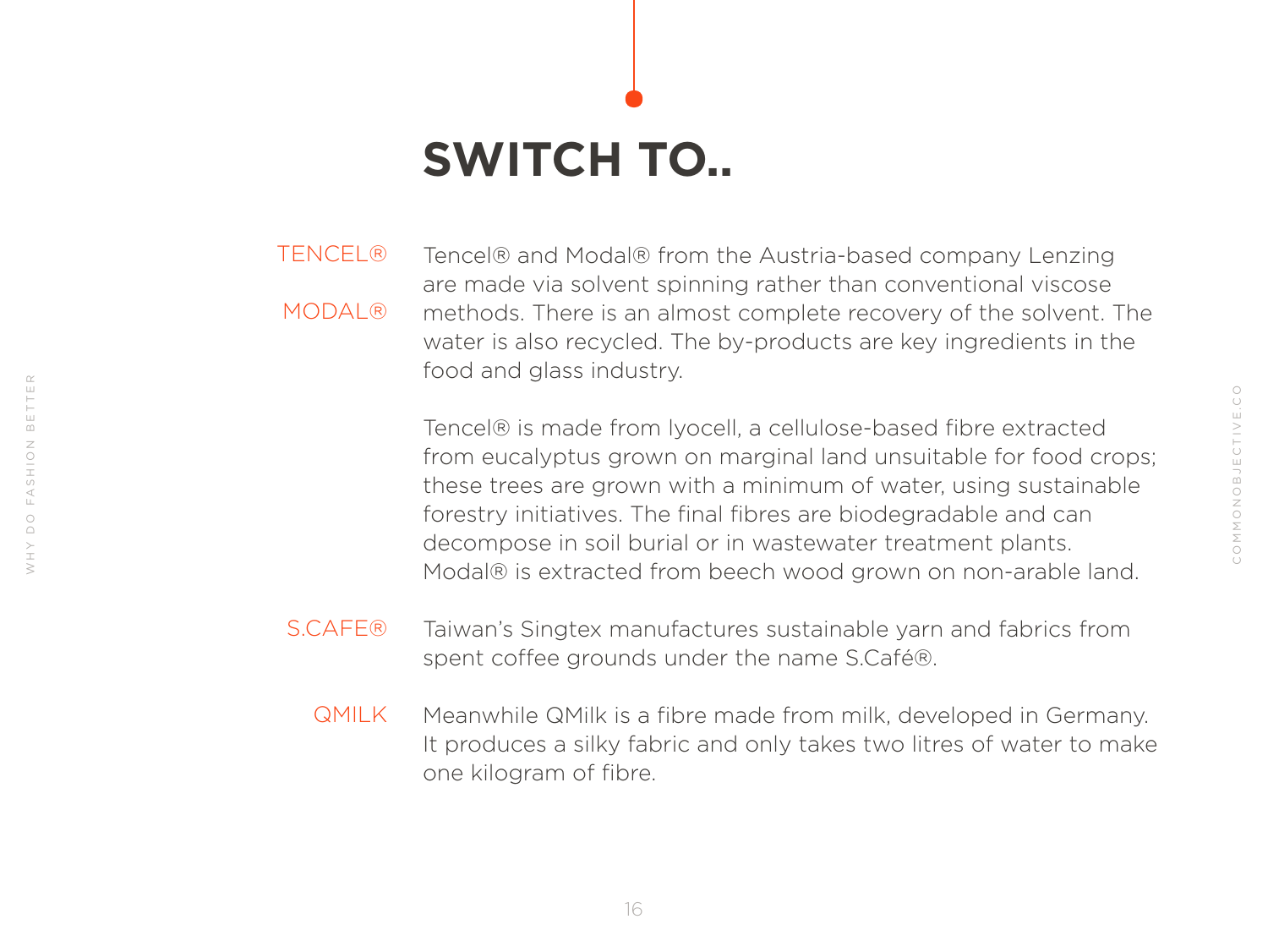# SWITCH TO..

**TENCEL®**

**MODAL®**

Tencel® and Modal® from the Austria-based company Lenzing are made via solvent spinning rather than conventional viscose methods. There is an almost complete recovery of the solvent. The water is also recycled. The by-products are key ingredients in the food and glass industry.

Tencel® is made from lyocell, a cellulose-based fibre extracted from eucalyptus grown on marginal land unsuitable for food crops; these trees are grown with a minimum of water, using sustainable forestry initiatives. The final fibres are biodegradable and can decompose in soil burial or in wastewater treatment plants. Modal® is extracted from beech wood grown on non-arable land.

**S.CAFE®**

Taiwan's Singtex manufactures sustainable yarn and fabrics from spent coffee grounds under the name S.Café®.

**QMILK**

Meanwhile QMilk is a fibre made from milk, developed in Germany. It produces a silky fabric and only takes two litres of water to make one kilogram of fibre.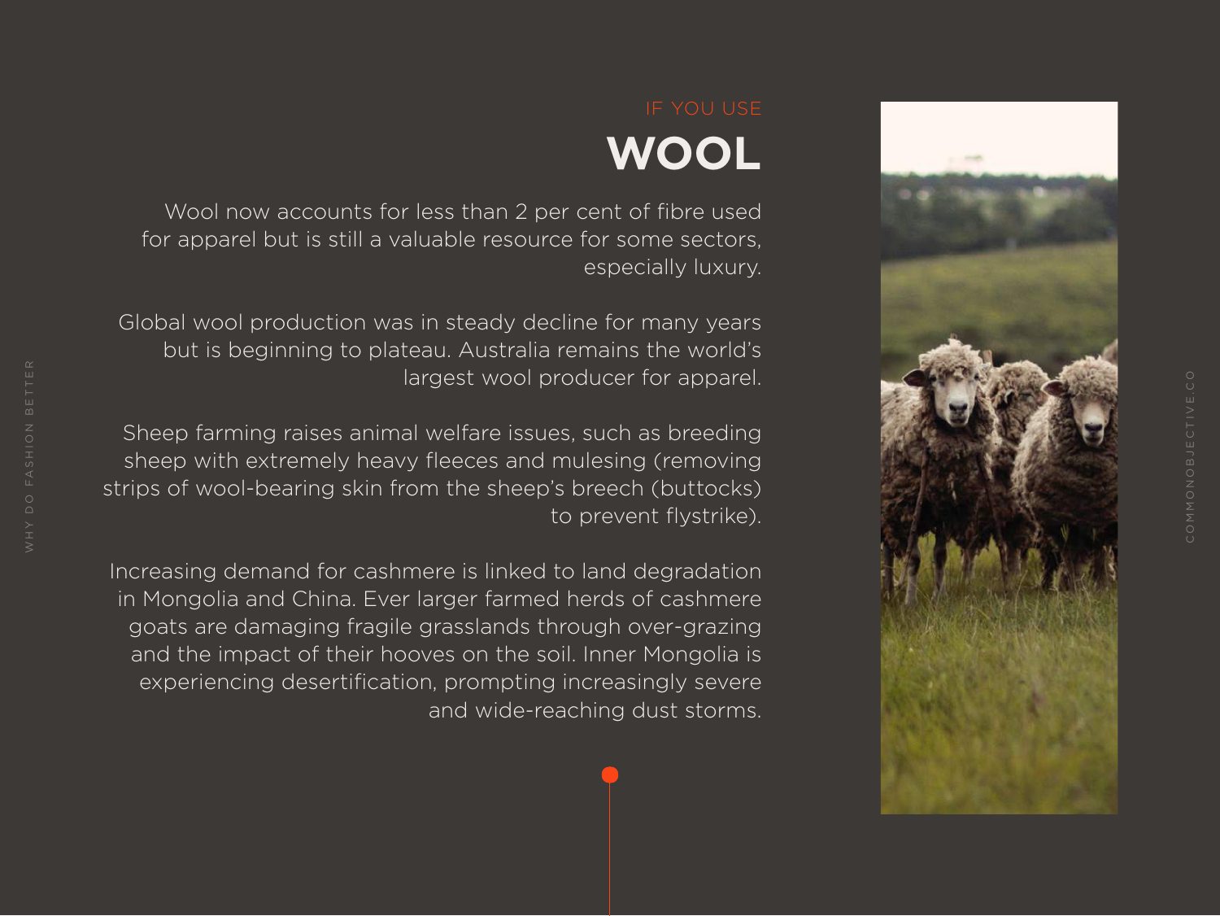IF YOU USE

# WOOL

Wool now accounts for less than 2 per cent of fibre used for apparel but is still a valuable resource for some sectors, especially luxury.

Global wool production was in steady decline for many years but is beginning to plateau. Australia remains the world's largest wool producer for apparel.

Sheep farming raises animal welfare issues, such as breeding sheep with extremely heavy fleeces and mulesing (removing strips of wool-bearing skin from the sheep's breech (buttocks) to prevent flystrike).

Increasing demand for cashmere is linked to land degradation in Mongolia and China. Ever larger farmed herds of cashmere goats are damaging fragile grasslands through over-grazing and the impact of their hooves on the soil. Inner Mongolia is experiencing desertification, prompting increasingly severe and wide-reaching dust storms.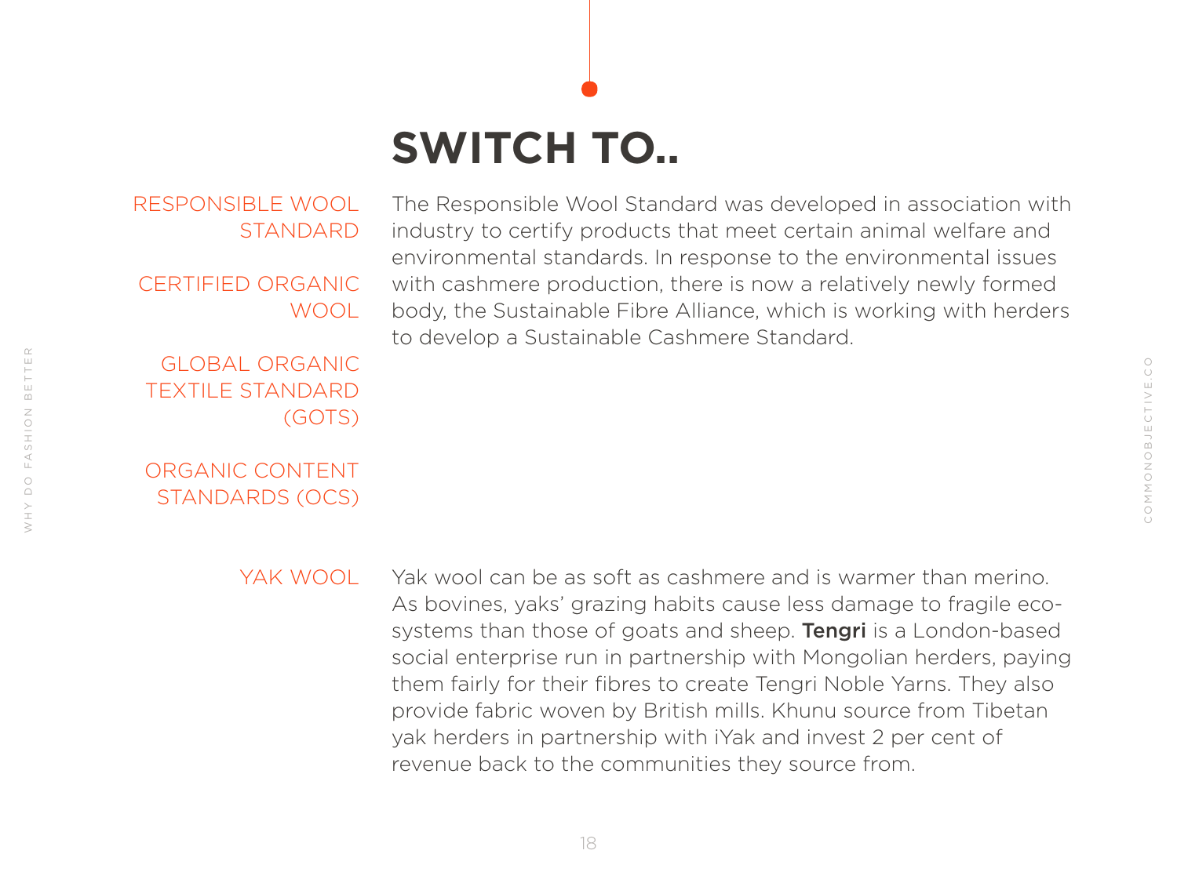# SWITCH TO..

**RESPONSIBLE WOOL STANDARD**

**CERTIFIED ORGANIC WOOL**

**GLOBAL ORGANIC TEXTILE STANDARD (GOTS)**

**ORGANIC CONTENT STANDARDS (OCS)**

The Responsible Wool Standard was developed in association with industry to certify products that meet certain animal welfare and environmental standards. In response to the environmental issues with cashmere production, there is now a relatively newly formed body, the Sustainable Fibre Alliance, which is working with herders to develop a Sustainable Cashmere Standard.

**YAK WOOL**

Yak wool can be as soft as cashmere and is warmer than merino. As bovines, yaks' grazing habits cause less damage to fragile eco-systems than those of goats and sheep. **Tengri** is a London-based social enterprise run in partnership with Mongolian herders, paying them fairly for their fibres to create Tengri Noble Yarns. They also provide fabric woven by British mills. Khunu source from Tibetan yak herders in partnership with iYak and invest 2 per cent of revenue back to the communities they source from.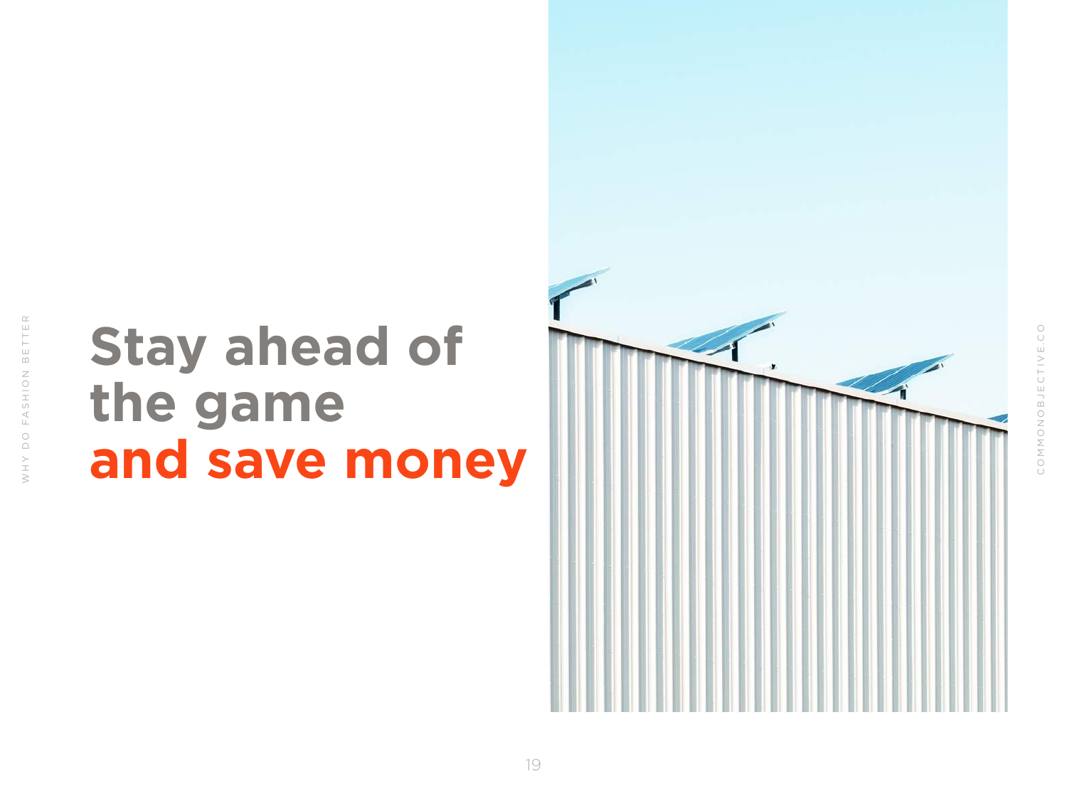# Stay ahead of the game **and save money**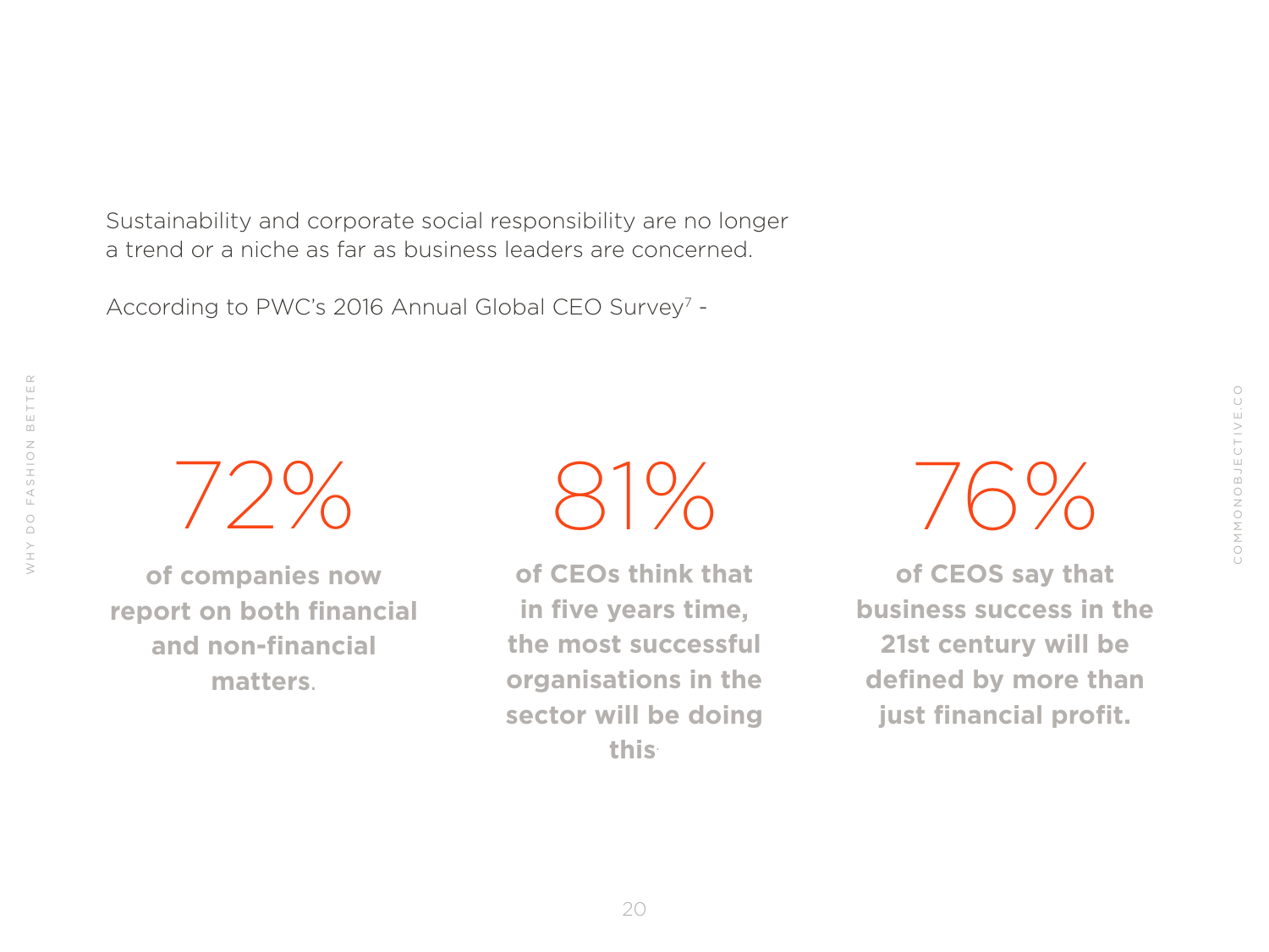Sustainability and corporate social responsibility are no longer a trend or a niche as far as business leaders are concerned.

According to PWC's 2016 Annual Global CEO Survey[7] -

**72%**

**of companies now report on both financial and non-financial matters.**

**81%**

**of CEOs think that in five years time, the most successful organisations in the sector will be doing this.**

**76%**

**of CEOS say that business success in the 21st century will be defined by more than just financial profit.**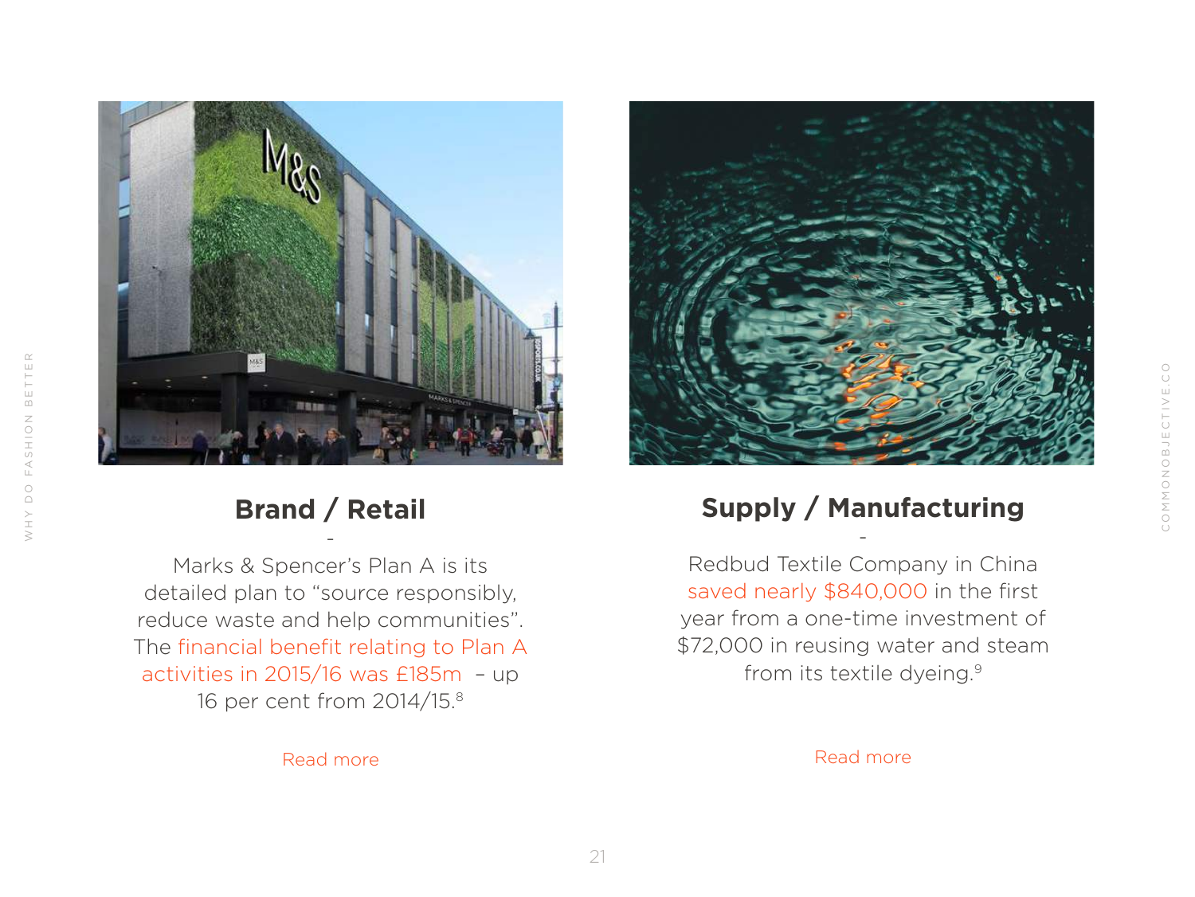## Brand / Retail

-

Marks & Spencer's Plan A is its detailed plan to "source responsibly, reduce waste and help communities". The financial benefit relating to Plan A activities in 2015/16 was £185m – up 16 per cent from 2014/15.[8]

Read more

## Supply / Manufacturing

-

Redbud Textile Company in China saved nearly $840,000 in the first year from a one-time investment of $72,000 in reusing water and steam from its textile dyeing.[9]

Read more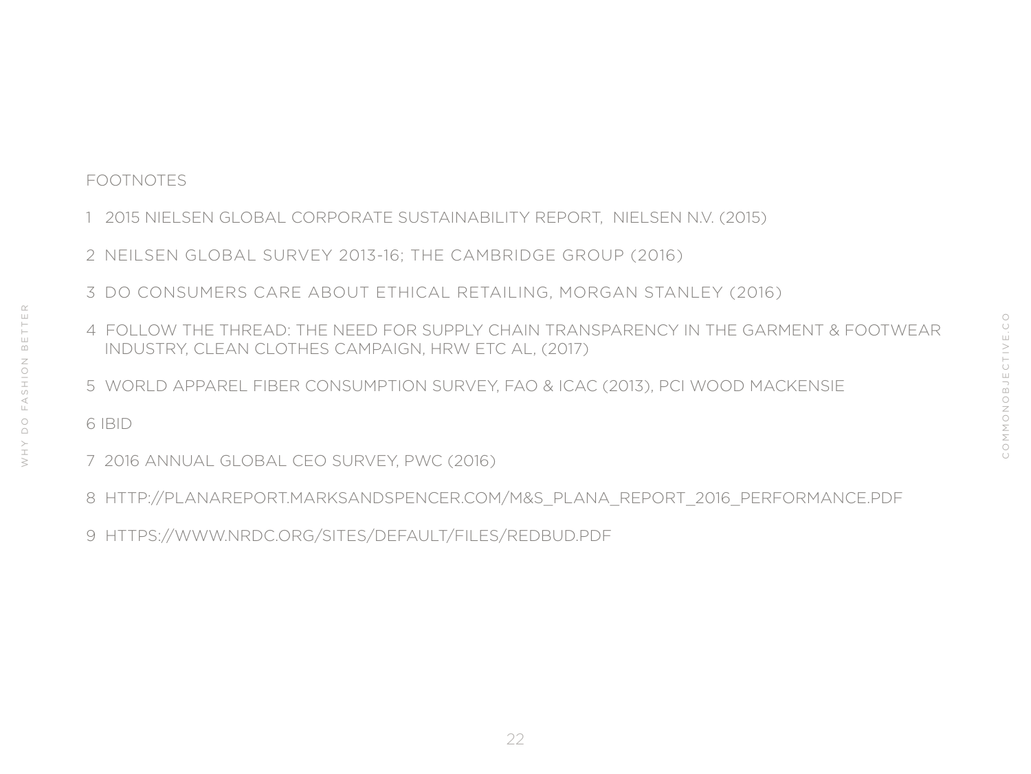FOOTNOTES

1 2015 NIELSEN GLOBAL CORPORATE SUSTAINABILITY REPORT, NIELSEN N.V. (2015)

2 NEILSEN GLOBAL SURVEY 2013-16; THE CAMBRIDGE GROUP (2016)

3 DO CONSUMERS CARE ABOUT ETHICAL RETAILING, MORGAN STANLEY (2016)

4 FOLLOW THE THREAD: THE NEED FOR SUPPLY CHAIN TRANSPARENCY IN THE GARMENT & FOOTWEAR INDUSTRY, CLEAN CLOTHES CAMPAIGN, HRW ETC AL, (2017)

5 WORLD APPAREL FIBER CONSUMPTION SURVEY, FAO & ICAC (2013), PCI WOOD MACKENSIE

6 IBID

7 2016 ANNUAL GLOBAL CEO SURVEY, PWC (2016)

8 HTTP://PLANAREPORT.MARKSANDSPENCER.COM/M&S_PLANA_REPORT_2016_PERFORMANCE.PDF

9 HTTPS://WWW.NRDC.ORG/SITES/DEFAULT/FILES/REDBUD.PDF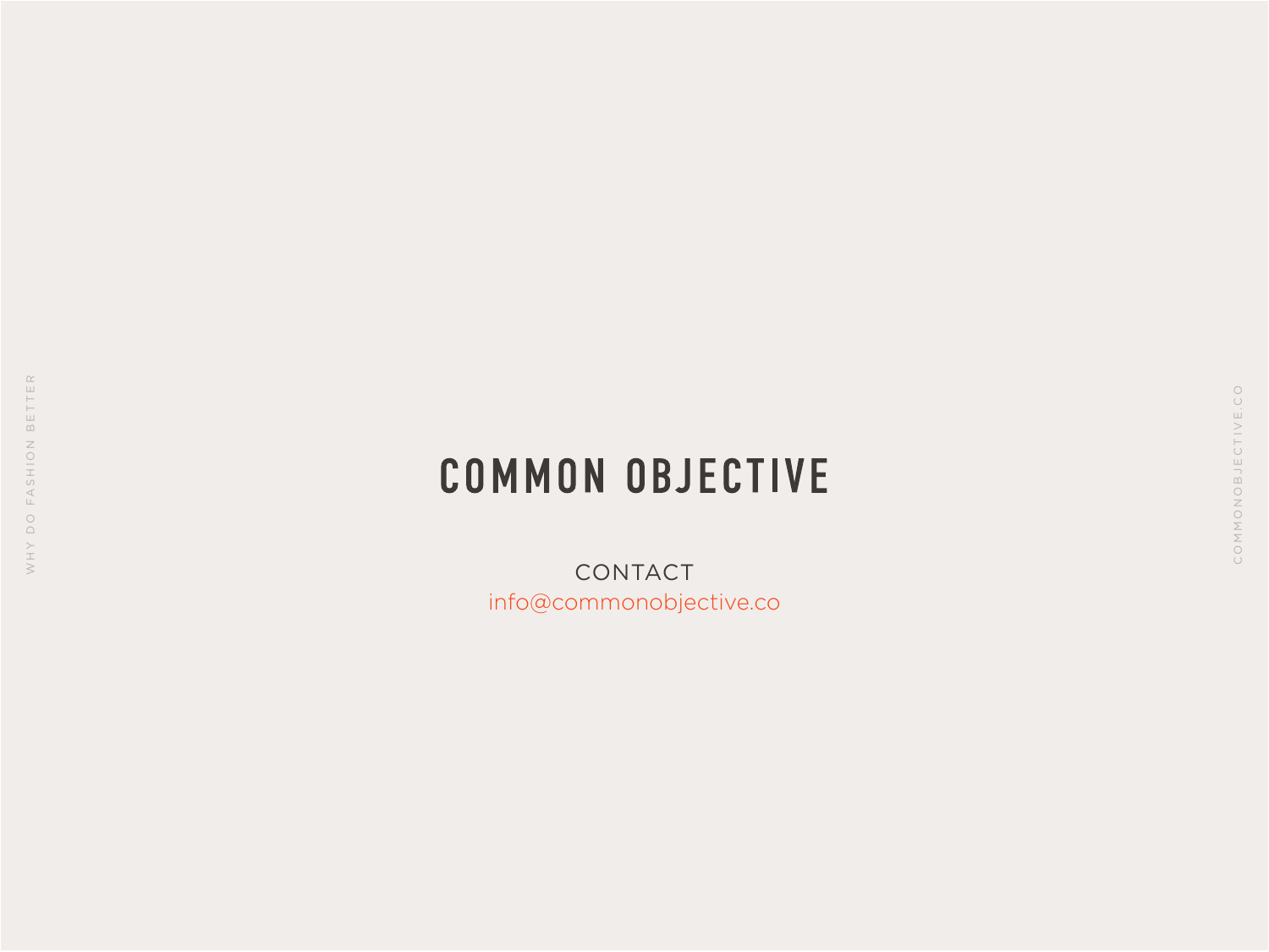# COMMON OBJECTIVE

CONTACT

info@commonobjective.co